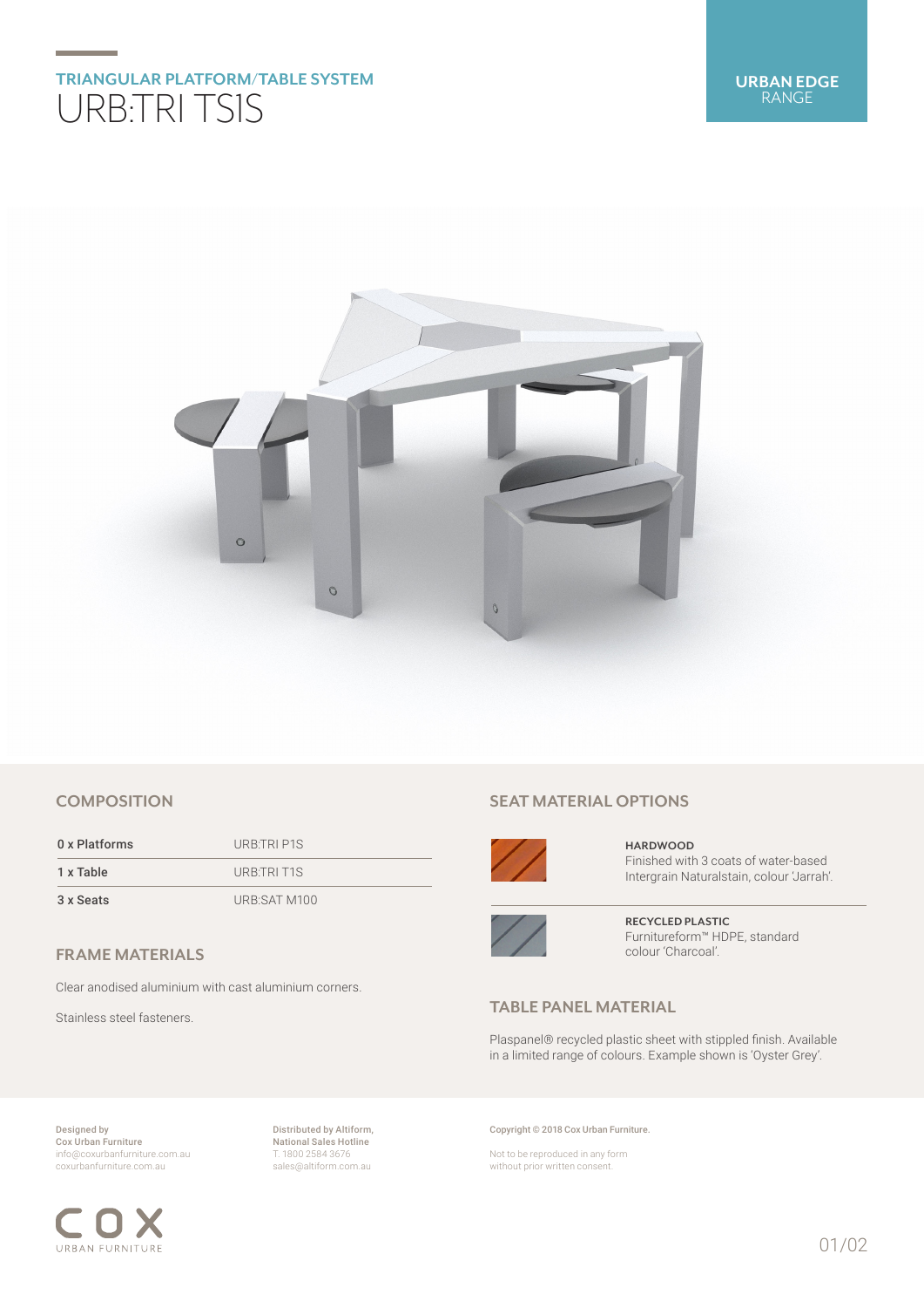## TRIANGULAR PLATFORM/TABLE SYSTEM

# URB:TRI TS1S

**URBAN EDGE**
RANGE

### COMPOSITION

| | |
|---|---|
| 0 x Platforms | URB:TRI P1S |
| 1 x Table | URB:TRI T1S |
| 3 x Seats | URB:SAT M100 |

### FRAME MATERIALS

Clear anodised aluminium with cast aluminium corners.

Stainless steel fasteners.

### SEAT MATERIAL OPTIONS

**HARDWOOD**
Finished with 3 coats of water-based Intergrain Naturalstain, colour 'Jarrah'.

**RECYCLED PLASTIC**
Furnitureform™ HDPE, standard colour 'Charcoal'.

### TABLE PANEL MATERIAL

Plaspanel® recycled plastic sheet with stippled finish. Available in a limited range of colours. Example shown is 'Oyster Grey'.

Designed by
Cox Urban Furniture
info@coxurbanfurniture.com.au
coxurbanfurniture.com.au

Distributed by Altiform,
National Sales Hotline
T. 1800 2584 3676
sales@altiform.com.au

Copyright © 2018 Cox Urban Furniture.

Not to be reproduced in any form without prior written consent.

COX
URBAN FURNITURE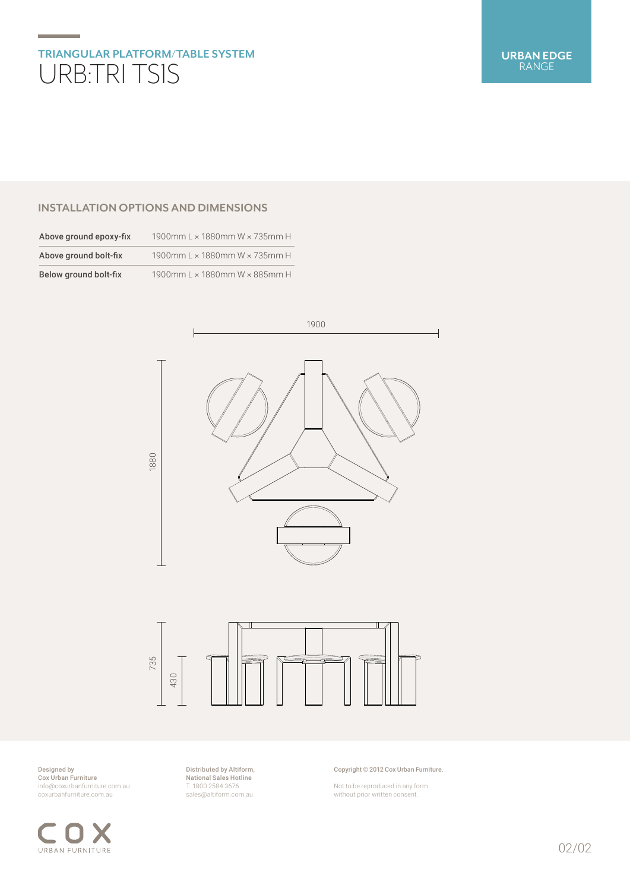TRIANGULAR PLATFORM/TABLE SYSTEM

# URB:TRI TS1S

**URBAN EDGE** RANGE

## INSTALLATION OPTIONS AND DIMENSIONS

| | |
|---|---|
| **Above ground epoxy-fix** | 1900mm L × 1880mm W × 735mm H |
| **Above ground bolt-fix** | 1900mm L × 1880mm W × 735mm H |
| **Below ground bolt-fix** | 1900mm L × 1880mm W × 885mm H |

1900

1880

735

430

**Designed by**
**Cox Urban Furniture**
info@coxurbanfurniture.com.au
coxurbanfurniture.com.au

**Distributed by Altiform,**
**National Sales Hotline**
T. 1800 2584 3676
sales@altiform.com.au

**Copyright © 2012 Cox Urban Furniture.**

Not to be reproduced in any form without prior written consent.

COX URBAN FURNITURE